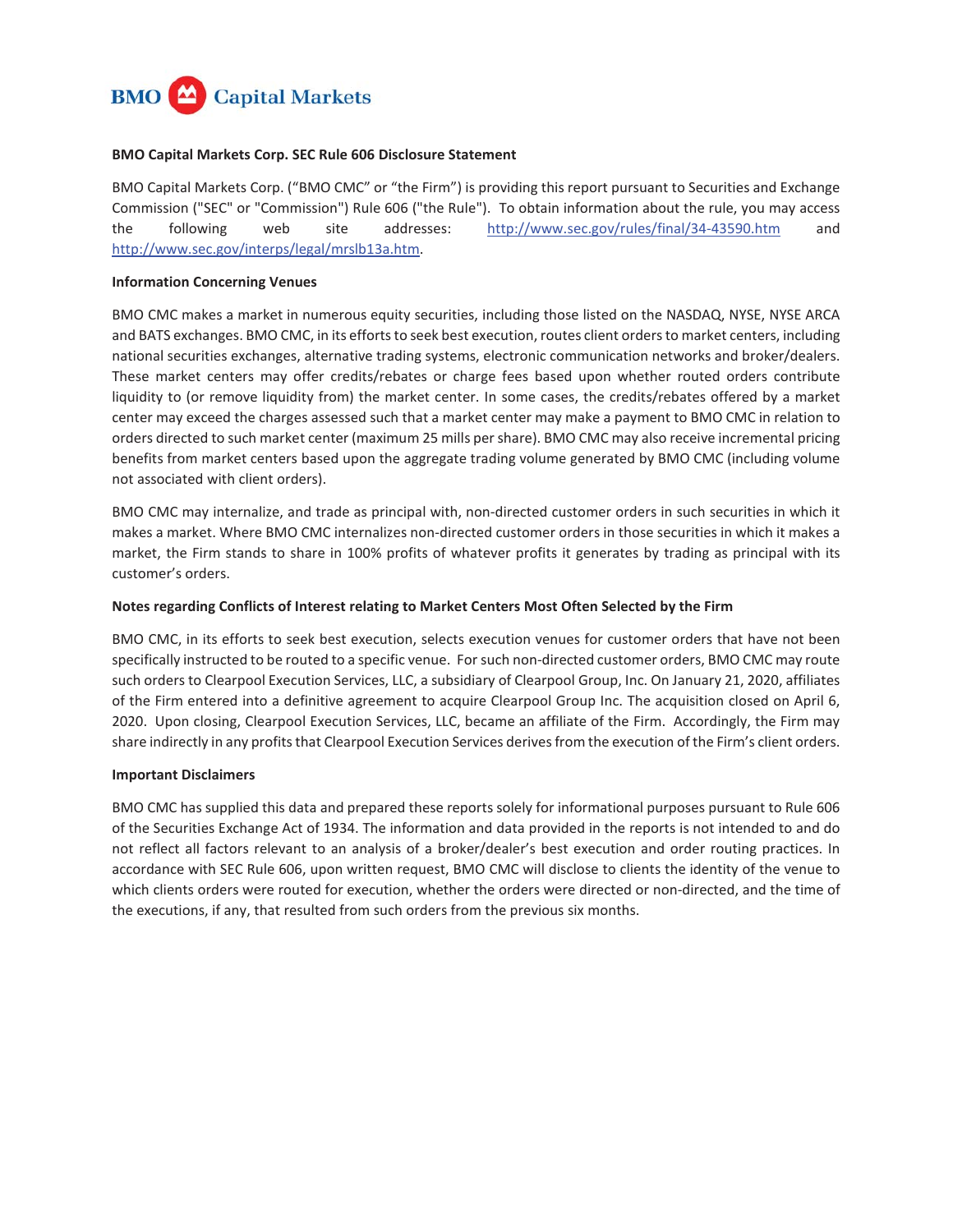# BMO Capital Markets

## BMO Capital Markets Corp. SEC Rule 606 Disclosure Statement

BMO Capital Markets Corp. ("BMO CMC" or "the Firm") is providing this report pursuant to Securities and Exchange Commission ("SEC" or "Commission") Rule 606 ("the Rule"). To obtain information about the rule, you may access the following web site addresses: http://www.sec.gov/rules/final/34-43590.htm and http://www.sec.gov/interps/legal/mrslb13a.htm.

### Information Concerning Venues

BMO CMC makes a market in numerous equity securities, including those listed on the NASDAQ, NYSE, NYSE ARCA and BATS exchanges. BMO CMC, in its efforts to seek best execution, routes client orders to market centers, including national securities exchanges, alternative trading systems, electronic communication networks and broker/dealers. These market centers may offer credits/rebates or charge fees based upon whether routed orders contribute liquidity to (or remove liquidity from) the market center. In some cases, the credits/rebates offered by a market center may exceed the charges assessed such that a market center may make a payment to BMO CMC in relation to orders directed to such market center (maximum 25 mills per share). BMO CMC may also receive incremental pricing benefits from market centers based upon the aggregate trading volume generated by BMO CMC (including volume not associated with client orders).

BMO CMC may internalize, and trade as principal with, non-directed customer orders in such securities in which it makes a market. Where BMO CMC internalizes non-directed customer orders in those securities in which it makes a market, the Firm stands to share in 100% profits of whatever profits it generates by trading as principal with its customer's orders.

### Notes regarding Conflicts of Interest relating to Market Centers Most Often Selected by the Firm

BMO CMC, in its efforts to seek best execution, selects execution venues for customer orders that have not been specifically instructed to be routed to a specific venue. For such non-directed customer orders, BMO CMC may route such orders to Clearpool Execution Services, LLC, a subsidiary of Clearpool Group, Inc. On January 21, 2020, affiliates of the Firm entered into a definitive agreement to acquire Clearpool Group Inc. The acquisition closed on April 6, 2020. Upon closing, Clearpool Execution Services, LLC, became an affiliate of the Firm. Accordingly, the Firm may share indirectly in any profits that Clearpool Execution Services derives from the execution of the Firm's client orders.

### Important Disclaimers

BMO CMC has supplied this data and prepared these reports solely for informational purposes pursuant to Rule 606 of the Securities Exchange Act of 1934. The information and data provided in the reports is not intended to and do not reflect all factors relevant to an analysis of a broker/dealer's best execution and order routing practices. In accordance with SEC Rule 606, upon written request, BMO CMC will disclose to clients the identity of the venue to which clients orders were routed for execution, whether the orders were directed or non-directed, and the time of the executions, if any, that resulted from such orders from the previous six months.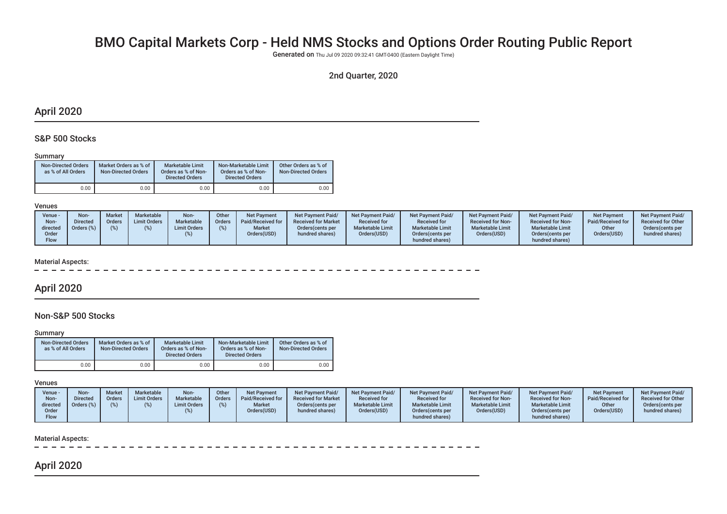# BMO Capital Markets Corp - Held NMS Stocks and Options Order Routing Public Report

**Generated on** Thu Jul 09 2020 09:32:41 GMT-0400 (Eastern Daylight Time)

2nd Quarter, 2020

## April 2020

### S&P 500 Stocks

Summary

| Non-Directed Orders as % of All Orders | Market Orders as % of Non-Directed Orders | Marketable Limit Orders as % of Non-Directed Orders | Non-Marketable Limit Orders as % of Non-Directed Orders | Other Orders as % of Non-Directed Orders |
|---|---|---|---|---|
| 0.00 | 0.00 | 0.00 | 0.00 | 0.00 |

Venues

| Venue - Non-directed Order Flow | Non-Directed Orders (%) | Market Orders (%) | Marketable Limit Orders (%) | Non-Marketable Limit Orders (%) | Other Orders (%) | Net Payment Paid/Received for Market Orders(USD) | Net Payment Paid/Received for Market Orders(cents per hundred shares) | Net Payment Paid/Received for Marketable Limit Orders(USD) | Net Payment Paid/Received for Marketable Limit Orders(cents per hundred shares) | Net Payment Paid/Received for Non-Marketable Limit Orders(USD) | Net Payment Paid/Received for Non-Marketable Limit Orders(cents per hundred shares) | Net Payment Paid/Received for Other Orders(USD) | Net Payment Paid/Received for Other Orders(cents per hundred shares) |
|---|---|---|---|---|---|---|---|---|---|---|---|---|---|

Material Aspects:

## April 2020

### Non-S&P 500 Stocks

Summary

| Non-Directed Orders as % of All Orders | Market Orders as % of Non-Directed Orders | Marketable Limit Orders as % of Non-Directed Orders | Non-Marketable Limit Orders as % of Non-Directed Orders | Other Orders as % of Non-Directed Orders |
|---|---|---|---|---|
| 0.00 | 0.00 | 0.00 | 0.00 | 0.00 |

Venues

| Venue - Non-directed Order Flow | Non-Directed Orders (%) | Market Orders (%) | Marketable Limit Orders (%) | Non-Marketable Limit Orders (%) | Other Orders (%) | Net Payment Paid/Received for Market Orders(USD) | Net Payment Paid/Received for Market Orders(cents per hundred shares) | Net Payment Paid/Received for Marketable Limit Orders(USD) | Net Payment Paid/Received for Marketable Limit Orders(cents per hundred shares) | Net Payment Paid/Received for Non-Marketable Limit Orders(USD) | Net Payment Paid/Received for Non-Marketable Limit Orders(cents per hundred shares) | Net Payment Paid/Received for Other Orders(USD) | Net Payment Paid/Received for Other Orders(cents per hundred shares) |
|---|---|---|---|---|---|---|---|---|---|---|---|---|---|

Material Aspects:

## April 2020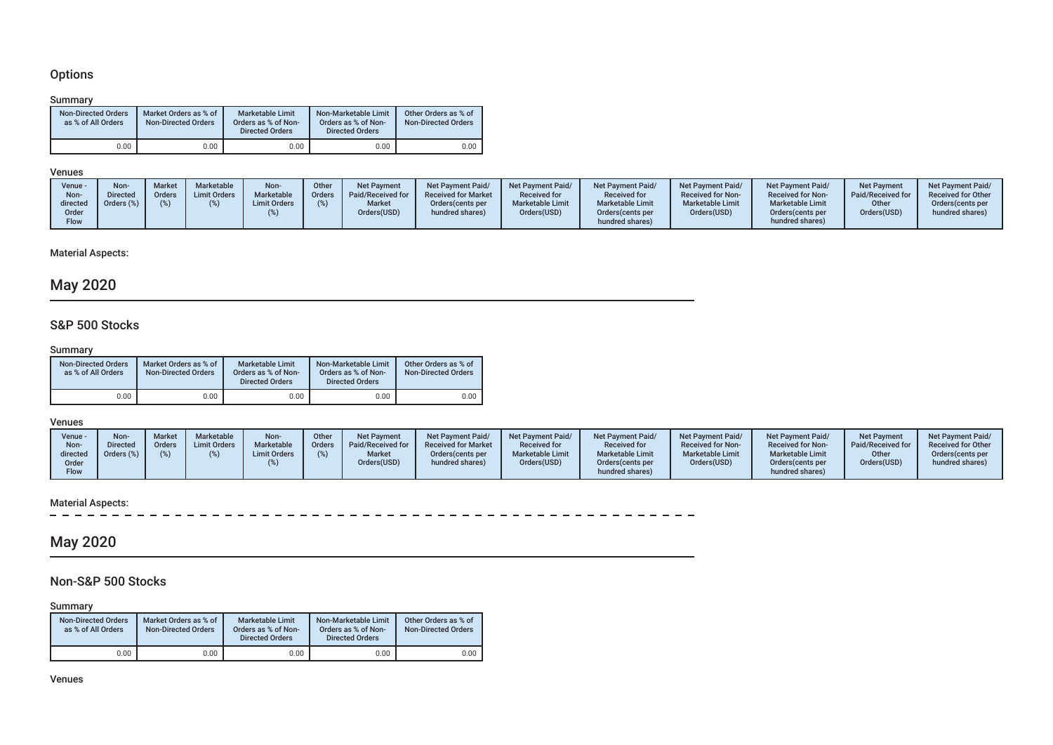## Options

### Summary

| Non-Directed Orders as % of All Orders | Market Orders as % of Non-Directed Orders | Marketable Limit Orders as % of Non-Directed Orders | Non-Marketable Limit Orders as % of Non-Directed Orders | Other Orders as % of Non-Directed Orders |
|---|---|---|---|---|
| 0.00 | 0.00 | 0.00 | 0.00 | 0.00 |

### Venues

| Venue - Non-directed Order Flow | Non-Directed Orders (%) | Market Orders (%) | Marketable Limit Orders (%) | Non-Marketable Limit Orders (%) | Other Orders (%) | Net Payment Paid/Received for Market Orders(USD) | Net Payment Paid/ Received for Market Orders(cents per hundred shares) | Net Payment Paid/ Received for Marketable Limit Orders(USD) | Net Payment Paid/ Received for Marketable Limit Orders(cents per hundred shares) | Net Payment Paid/ Received for Non-Marketable Limit Orders(USD) | Net Payment Paid/ Received for Non-Marketable Limit Orders(cents per hundred shares) | Net Payment Paid/Received for Other Orders(USD) | Net Payment Paid/ Received for Other Orders(cents per hundred shares) |
|---|---|---|---|---|---|---|---|---|---|---|---|---|---|

Material Aspects:

# May 2020

## S&P 500 Stocks

### Summary

| Non-Directed Orders as % of All Orders | Market Orders as % of Non-Directed Orders | Marketable Limit Orders as % of Non-Directed Orders | Non-Marketable Limit Orders as % of Non-Directed Orders | Other Orders as % of Non-Directed Orders |
|---|---|---|---|---|
| 0.00 | 0.00 | 0.00 | 0.00 | 0.00 |

### Venues

| Venue - Non-directed Order Flow | Non-Directed Orders (%) | Market Orders (%) | Marketable Limit Orders (%) | Non-Marketable Limit Orders (%) | Other Orders (%) | Net Payment Paid/Received for Market Orders(USD) | Net Payment Paid/ Received for Market Orders(cents per hundred shares) | Net Payment Paid/ Received for Marketable Limit Orders(USD) | Net Payment Paid/ Received for Marketable Limit Orders(cents per hundred shares) | Net Payment Paid/ Received for Non-Marketable Limit Orders(USD) | Net Payment Paid/ Received for Non-Marketable Limit Orders(cents per hundred shares) | Net Payment Paid/Received for Other Orders(USD) | Net Payment Paid/ Received for Other Orders(cents per hundred shares) |
|---|---|---|---|---|---|---|---|---|---|---|---|---|---|

Material Aspects:

# May 2020

## Non-S&P 500 Stocks

### Summary

| Non-Directed Orders as % of All Orders | Market Orders as % of Non-Directed Orders | Marketable Limit Orders as % of Non-Directed Orders | Non-Marketable Limit Orders as % of Non-Directed Orders | Other Orders as % of Non-Directed Orders |
|---|---|---|---|---|
| 0.00 | 0.00 | 0.00 | 0.00 | 0.00 |

### Venues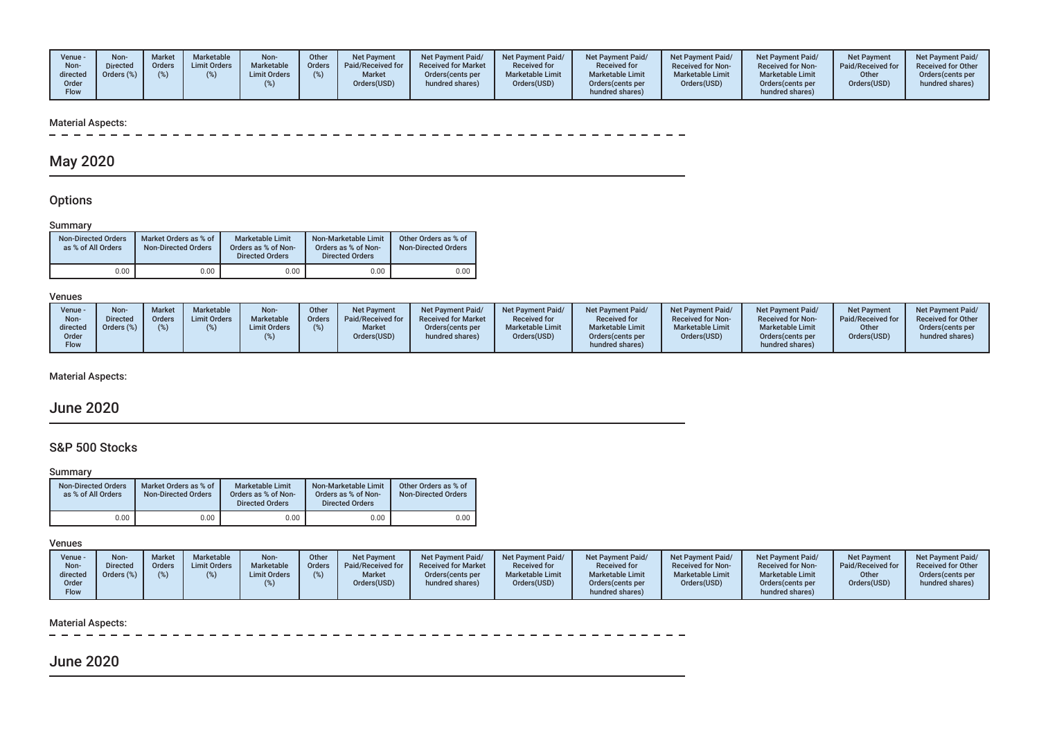| Venue - Non-directed Order Flow | Non-Directed Orders (%) | Market Orders (%) | Marketable Limit Orders (%) | Non-Marketable Limit Orders (%) | Other Orders (%) | Net Payment Paid/Received for Market Orders(USD) | Net Payment Paid/Received for Market Orders(cents per hundred shares) | Net Payment Paid/Received for Marketable Limit Orders(USD) | Net Payment Paid/Received for Marketable Limit Orders(cents per hundred shares) | Net Payment Paid/Received for Non-Marketable Limit Orders(USD) | Net Payment Paid/Received for Non-Marketable Limit Orders(cents per hundred shares) | Net Payment Paid/Received for Other Orders(USD) | Net Payment Paid/Received for Other Orders(cents per hundred shares) |
|---|---|---|---|---|---|---|---|---|---|---|---|---|---|

Material Aspects:

## May 2020

### Options

#### Summary

| Non-Directed Orders as % of All Orders | Market Orders as % of Non-Directed Orders | Marketable Limit Orders as % of Non-Directed Orders | Non-Marketable Limit Orders as % of Non-Directed Orders | Other Orders as % of Non-Directed Orders |
|---|---|---|---|---|
| 0.00 | 0.00 | 0.00 | 0.00 | 0.00 |

#### Venues

| Venue - Non-directed Order Flow | Non-Directed Orders (%) | Market Orders (%) | Marketable Limit Orders (%) | Non-Marketable Limit Orders (%) | Other Orders (%) | Net Payment Paid/Received for Market Orders(USD) | Net Payment Paid/Received for Market Orders(cents per hundred shares) | Net Payment Paid/Received for Marketable Limit Orders(USD) | Net Payment Paid/Received for Marketable Limit Orders(cents per hundred shares) | Net Payment Paid/Received for Non-Marketable Limit Orders(USD) | Net Payment Paid/Received for Non-Marketable Limit Orders(cents per hundred shares) | Net Payment Paid/Received for Other Orders(USD) | Net Payment Paid/Received for Other Orders(cents per hundred shares) |
|---|---|---|---|---|---|---|---|---|---|---|---|---|---|

Material Aspects:

## June 2020

### S&P 500 Stocks

#### Summary

| Non-Directed Orders as % of All Orders | Market Orders as % of Non-Directed Orders | Marketable Limit Orders as % of Non-Directed Orders | Non-Marketable Limit Orders as % of Non-Directed Orders | Other Orders as % of Non-Directed Orders |
|---|---|---|---|---|
| 0.00 | 0.00 | 0.00 | 0.00 | 0.00 |

#### Venues

| Venue - Non-directed Order Flow | Non-Directed Orders (%) | Market Orders (%) | Marketable Limit Orders (%) | Non-Marketable Limit Orders (%) | Other Orders (%) | Net Payment Paid/Received for Market Orders(USD) | Net Payment Paid/Received for Market Orders(cents per hundred shares) | Net Payment Paid/Received for Marketable Limit Orders(USD) | Net Payment Paid/Received for Marketable Limit Orders(cents per hundred shares) | Net Payment Paid/Received for Non-Marketable Limit Orders(USD) | Net Payment Paid/Received for Non-Marketable Limit Orders(cents per hundred shares) | Net Payment Paid/Received for Other Orders(USD) | Net Payment Paid/Received for Other Orders(cents per hundred shares) |
|---|---|---|---|---|---|---|---|---|---|---|---|---|---|

Material Aspects:

## June 2020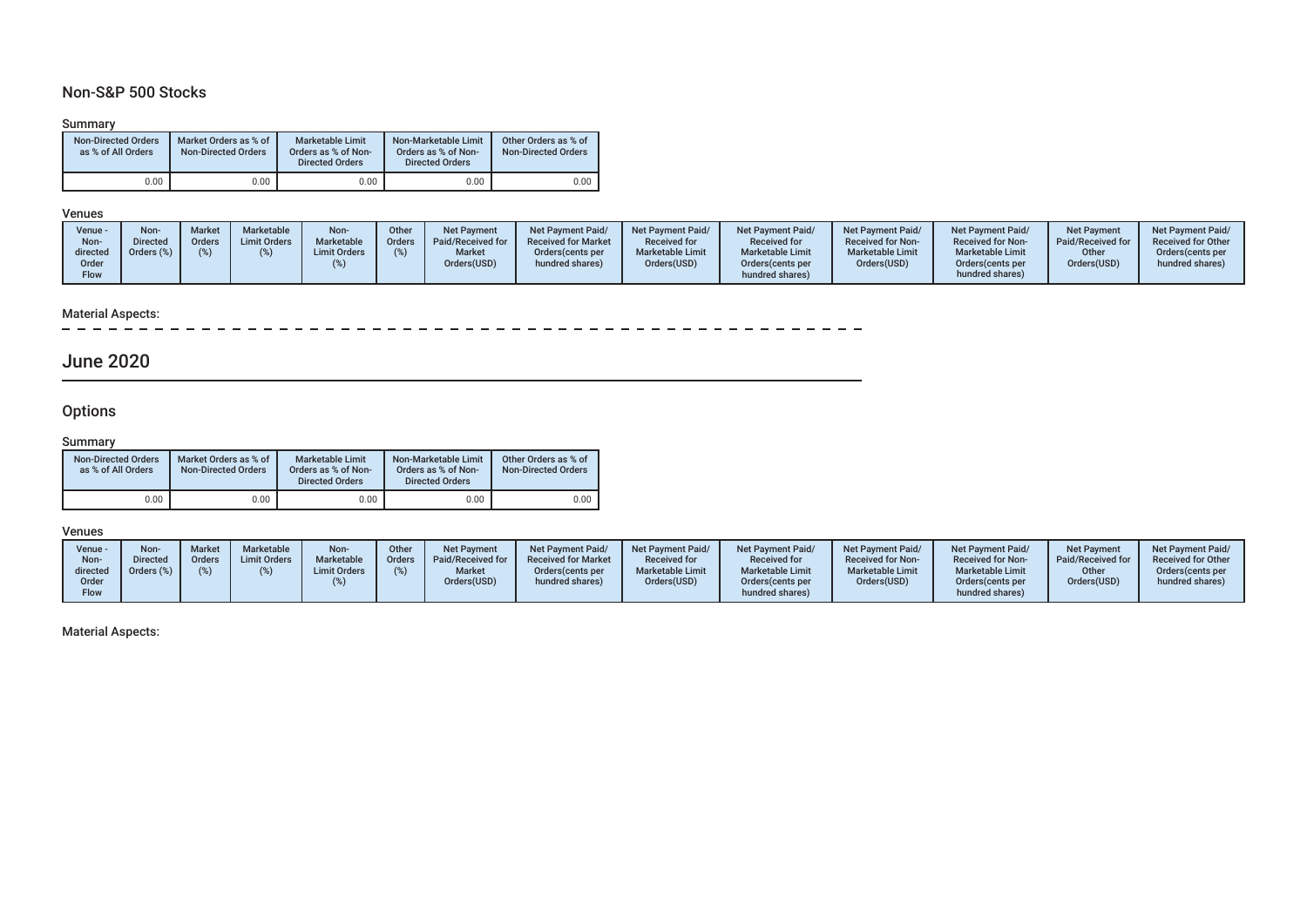### Non-S&P 500 Stocks

Summary

| Non-Directed Orders as % of All Orders | Market Orders as % of Non-Directed Orders | Marketable Limit Orders as % of Non-Directed Orders | Non-Marketable Limit Orders as % of Non-Directed Orders | Other Orders as % of Non-Directed Orders |
|---|---|---|---|---|
| 0.00 | 0.00 | 0.00 | 0.00 | 0.00 |

Venues

| Venue - Non-directed Order Flow | Non-Directed Orders (%) | Market Orders (%) | Marketable Limit Orders (%) | Non-Marketable Limit Orders (%) | Other Orders (%) | Net Payment Paid/Received for Market Orders(USD) | Net Payment Paid/ Received for Market Orders(cents per hundred shares) | Net Payment Paid/ Received for Marketable Limit Orders(USD) | Net Payment Paid/ Received for Marketable Limit Orders(cents per hundred shares) | Net Payment Paid/ Received for Non-Marketable Limit Orders(USD) | Net Payment Paid/ Received for Non-Marketable Limit Orders(cents per hundred shares) | Net Payment Paid/Received for Other Orders(USD) | Net Payment Paid/ Received for Other Orders(cents per hundred shares) |
|---|---|---|---|---|---|---|---|---|---|---|---|---|---|

Material Aspects:

## June 2020

### Options

Summary

| Non-Directed Orders as % of All Orders | Market Orders as % of Non-Directed Orders | Marketable Limit Orders as % of Non-Directed Orders | Non-Marketable Limit Orders as % of Non-Directed Orders | Other Orders as % of Non-Directed Orders |
|---|---|---|---|---|
| 0.00 | 0.00 | 0.00 | 0.00 | 0.00 |

Venues

| Venue - Non-directed Order Flow | Non-Directed Orders (%) | Market Orders (%) | Marketable Limit Orders (%) | Non-Marketable Limit Orders (%) | Other Orders (%) | Net Payment Paid/Received for Market Orders(USD) | Net Payment Paid/ Received for Market Orders(cents per hundred shares) | Net Payment Paid/ Received for Marketable Limit Orders(USD) | Net Payment Paid/ Received for Marketable Limit Orders(cents per hundred shares) | Net Payment Paid/ Received for Non-Marketable Limit Orders(USD) | Net Payment Paid/ Received for Non-Marketable Limit Orders(cents per hundred shares) | Net Payment Paid/Received for Other Orders(USD) | Net Payment Paid/ Received for Other Orders(cents per hundred shares) |
|---|---|---|---|---|---|---|---|---|---|---|---|---|---|

Material Aspects: